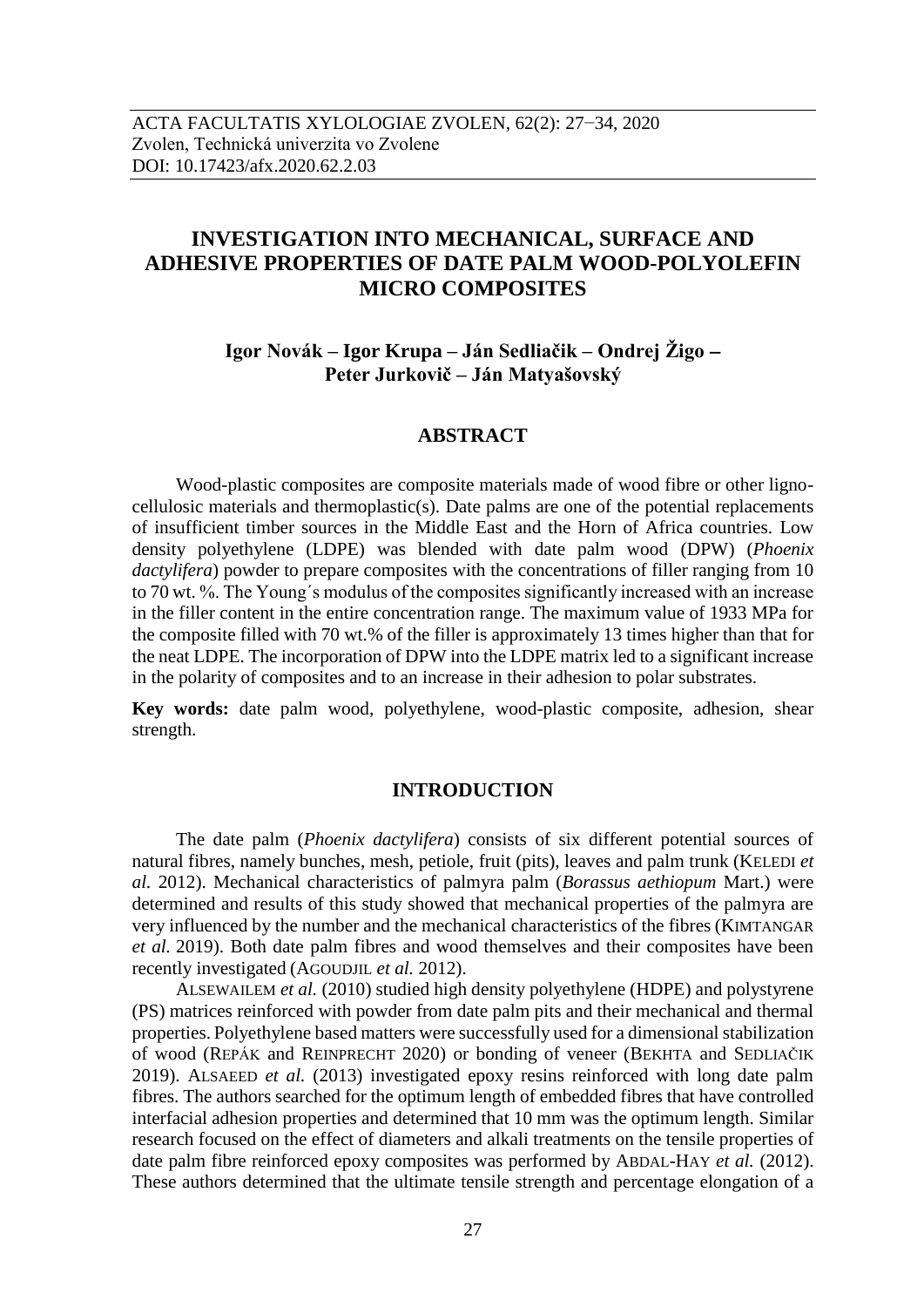# INVESTIGATION INTO MECHANICAL, SURFACE AND ADHESIVE PROPERTIES OF DATE PALM WOOD-POLYOLEFIN MICRO COMPOSITES

**Igor Novák – Igor Krupa – Ján Sedliačik – Ondrej Žigo – Peter Jurkovič – Ján Matyašovský**

## ABSTRACT

Wood-plastic composites are composite materials made of wood fibre or other lignocellulosic materials and thermoplastic(s). Date palms are one of the potential replacements of insufficient timber sources in the Middle East and the Horn of Africa countries. Low density polyethylene (LDPE) was blended with date palm wood (DPW) (*Phoenix dactylifera*) powder to prepare composites with the concentrations of filler ranging from 10 to 70 wt. %. The Young´s modulus of the composites significantly increased with an increase in the filler content in the entire concentration range. The maximum value of 1933 MPa for the composite filled with 70 wt.% of the filler is approximately 13 times higher than that for the neat LDPE. The incorporation of DPW into the LDPE matrix led to a significant increase in the polarity of composites and to an increase in their adhesion to polar substrates.

**Key words:** date palm wood, polyethylene, wood-plastic composite, adhesion, shear strength.

## INTRODUCTION

The date palm (*Phoenix dactylifera*) consists of six different potential sources of natural fibres, namely bunches, mesh, petiole, fruit (pits), leaves and palm trunk (KELEDI *et al.* 2012). Mechanical characteristics of palmyra palm (*Borassus aethiopum* Mart.) were determined and results of this study showed that mechanical properties of the palmyra are very influenced by the number and the mechanical characteristics of the fibres (KIMTANGAR *et al.* 2019). Both date palm fibres and wood themselves and their composites have been recently investigated (AGOUDJIL *et al.* 2012).

ALSEWAILEM *et al.* (2010) studied high density polyethylene (HDPE) and polystyrene (PS) matrices reinforced with powder from date palm pits and their mechanical and thermal properties. Polyethylene based matters were successfully used for a dimensional stabilization of wood (REPÁK and REINPRECHT 2020) or bonding of veneer (BEKHTA and SEDLIAČIK 2019). ALSAEED *et al.* (2013) investigated epoxy resins reinforced with long date palm fibres. The authors searched for the optimum length of embedded fibres that have controlled interfacial adhesion properties and determined that 10 mm was the optimum length. Similar research focused on the effect of diameters and alkali treatments on the tensile properties of date palm fibre reinforced epoxy composites was performed by ABDAL-HAY *et al.* (2012). These authors determined that the ultimate tensile strength and percentage elongation of a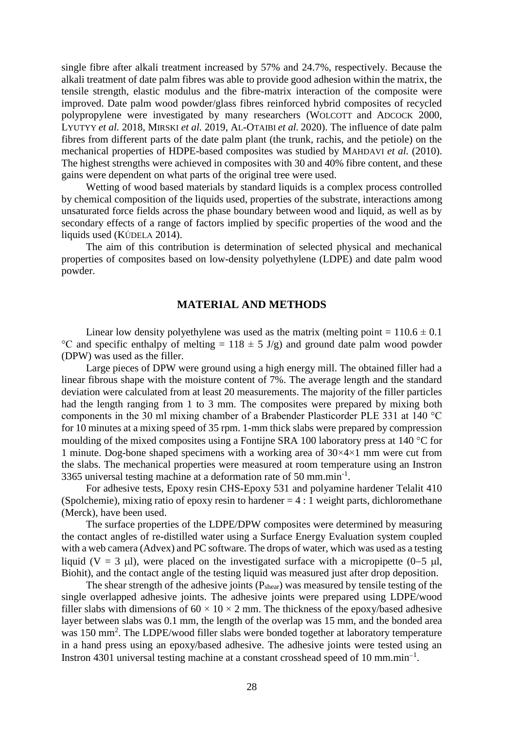single fibre after alkali treatment increased by 57% and 24.7%, respectively. Because the alkali treatment of date palm fibres was able to provide good adhesion within the matrix, the tensile strength, elastic modulus and the fibre-matrix interaction of the composite were improved. Date palm wood powder/glass fibres reinforced hybrid composites of recycled polypropylene were investigated by many researchers (WOLCOTT and ADCOCK 2000, LYUTYY *et al.* 2018, MIRSKI *et al.* 2019, AL-OTAIBI *et al.* 2020). The influence of date palm fibres from different parts of the date palm plant (the trunk, rachis, and the petiole) on the mechanical properties of HDPE-based composites was studied by MAHDAVI *et al.* (2010). The highest strengths were achieved in composites with 30 and 40% fibre content, and these gains were dependent on what parts of the original tree were used.

Wetting of wood based materials by standard liquids is a complex process controlled by chemical composition of the liquids used, properties of the substrate, interactions among unsaturated force fields across the phase boundary between wood and liquid, as well as by secondary effects of a range of factors implied by specific properties of the wood and the liquids used (KÚDELA 2014).

The aim of this contribution is determination of selected physical and mechanical properties of composites based on low-density polyethylene (LDPE) and date palm wood powder.

## MATERIAL AND METHODS

Linear low density polyethylene was used as the matrix (melting point = 110.6 ± 0.1 °C and specific enthalpy of melting = 118 ± 5 J/g) and ground date palm wood powder (DPW) was used as the filler.

Large pieces of DPW were ground using a high energy mill. The obtained filler had a linear fibrous shape with the moisture content of 7%. The average length and the standard deviation were calculated from at least 20 measurements. The majority of the filler particles had the length ranging from 1 to 3 mm. The composites were prepared by mixing both components in the 30 ml mixing chamber of a Brabender Plasticorder PLE 331 at 140 °C for 10 minutes at a mixing speed of 35 rpm. 1-mm thick slabs were prepared by compression moulding of the mixed composites using a Fontijne SRA 100 laboratory press at 140 °C for 1 minute. Dog-bone shaped specimens with a working area of 30×4×1 mm were cut from the slabs. The mechanical properties were measured at room temperature using an Instron 3365 universal testing machine at a deformation rate of 50 mm.min$^{-1}$.

For adhesive tests, Epoxy resin CHS-Epoxy 531 and polyamine hardener Telalit 410 (Spolchemie), mixing ratio of epoxy resin to hardener = 4 : 1 weight parts, dichloromethane (Merck), have been used.

The surface properties of the LDPE/DPW composites were determined by measuring the contact angles of re-distilled water using a Surface Energy Evaluation system coupled with a web camera (Advex) and PC software. The drops of water, which was used as a testing liquid (V = 3 μl), were placed on the investigated surface with a micropipette (0–5 μl, Biohit), and the contact angle of the testing liquid was measured just after drop deposition.

The shear strength of the adhesive joints ($P_{shear}$) was measured by tensile testing of the single overlapped adhesive joints. The adhesive joints were prepared using LDPE/wood filler slabs with dimensions of 60 × 10 × 2 mm. The thickness of the epoxy/based adhesive layer between slabs was 0.1 mm, the length of the overlap was 15 mm, and the bonded area was 150 mm$^2$. The LDPE/wood filler slabs were bonded together at laboratory temperature in a hand press using an epoxy/based adhesive. The adhesive joints were tested using an Instron 4301 universal testing machine at a constant crosshead speed of 10 mm.min$^{-1}$.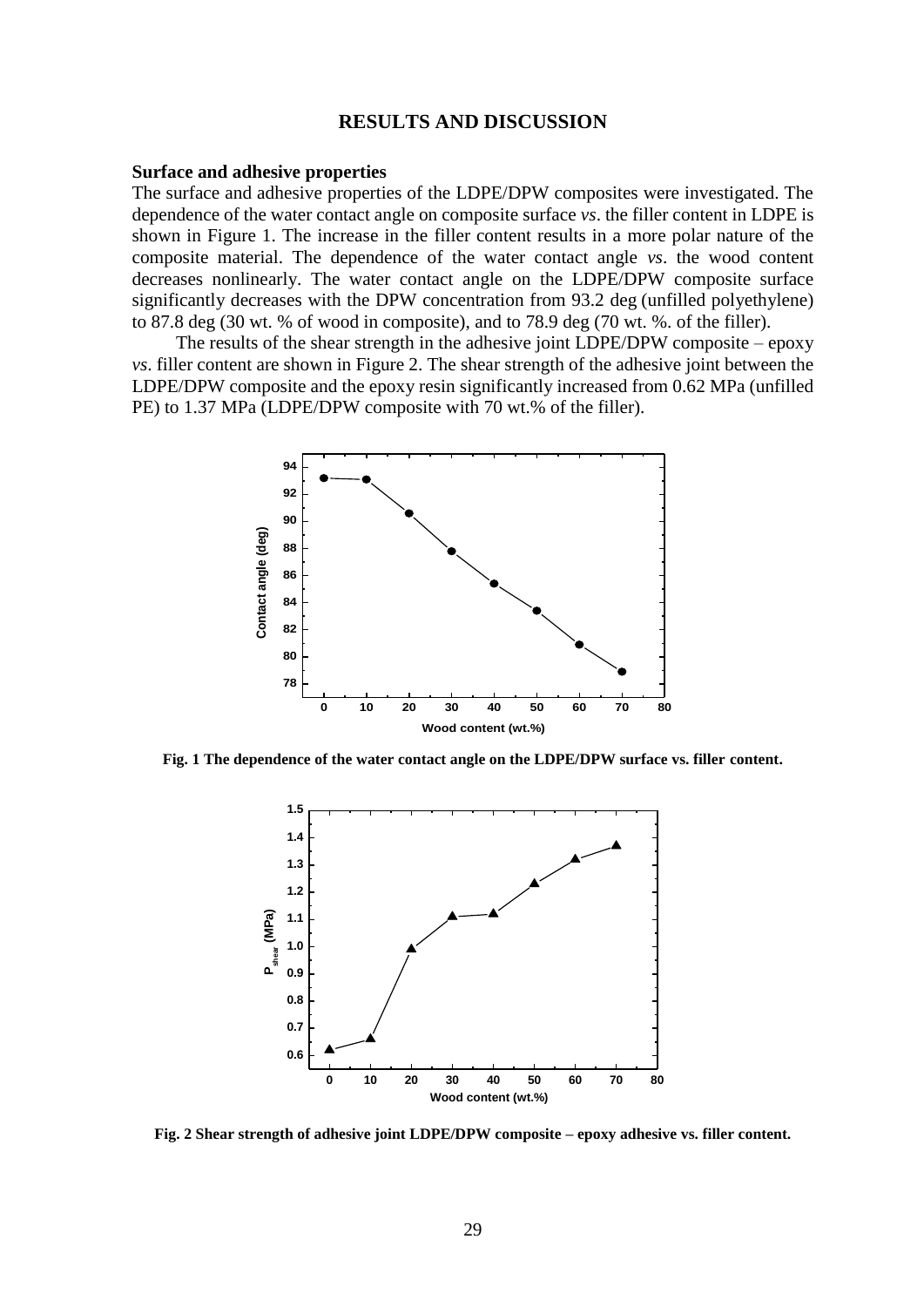## RESULTS AND DISCUSSION

### Surface and adhesive properties

The surface and adhesive properties of the LDPE/DPW composites were investigated. The dependence of the water contact angle on composite surface *vs*. the filler content in LDPE is shown in Figure 1. The increase in the filler content results in a more polar nature of the composite material. The dependence of the water contact angle *vs*. the wood content decreases nonlinearly. The water contact angle on the LDPE/DPW composite surface significantly decreases with the DPW concentration from 93.2 deg (unfilled polyethylene) to 87.8 deg (30 wt. % of wood in composite), and to 78.9 deg (70 wt. %. of the filler).

The results of the shear strength in the adhesive joint LDPE/DPW composite – epoxy *vs*. filler content are shown in Figure 2. The shear strength of the adhesive joint between the LDPE/DPW composite and the epoxy resin significantly increased from 0.62 MPa (unfilled PE) to 1.37 MPa (LDPE/DPW composite with 70 wt.% of the filler).

**Fig. 1 The dependence of the water contact angle on the LDPE/DPW surface vs. filler content.**

**Fig. 2 Shear strength of adhesive joint LDPE/DPW composite – epoxy adhesive vs. filler content.**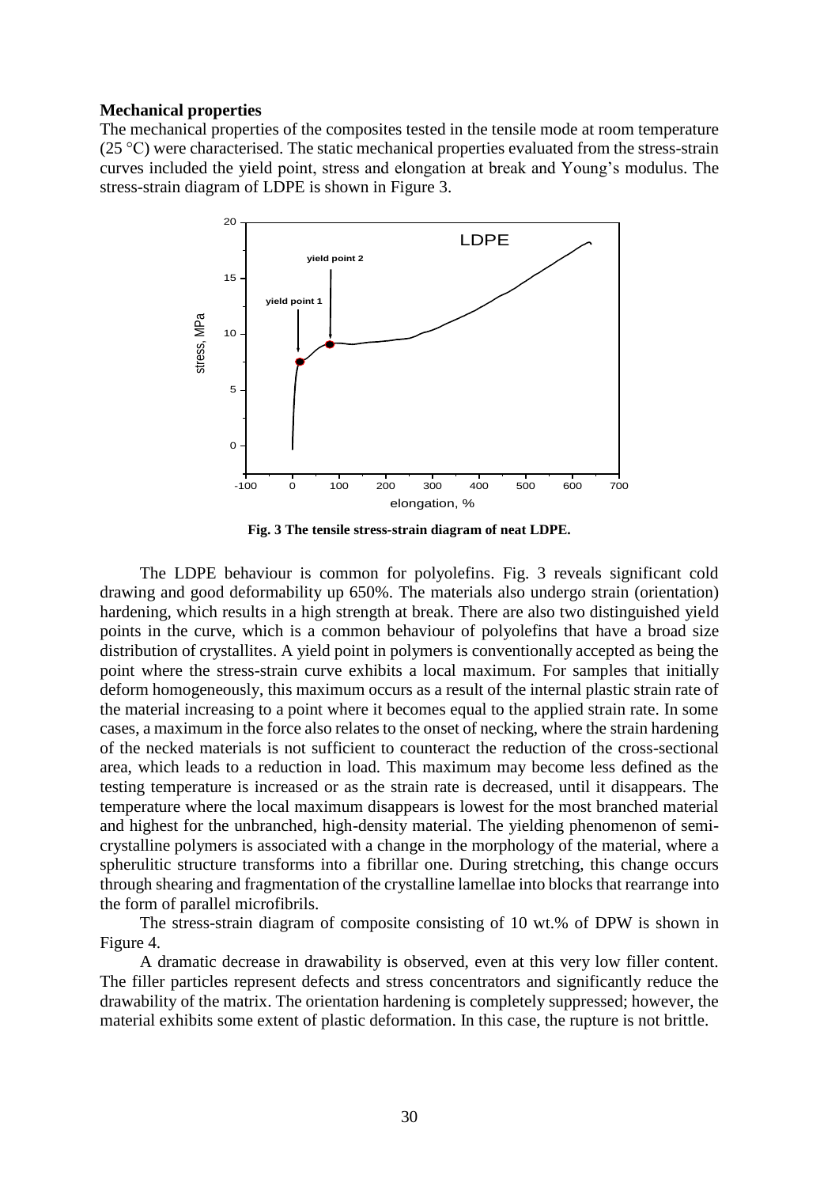**Mechanical properties**

The mechanical properties of the composites tested in the tensile mode at room temperature (25 °C) were characterised. The static mechanical properties evaluated from the stress-strain curves included the yield point, stress and elongation at break and Young's modulus. The stress-strain diagram of LDPE is shown in Figure 3.

**Fig. 3 The tensile stress-strain diagram of neat LDPE.**

The LDPE behaviour is common for polyolefins. Fig. 3 reveals significant cold drawing and good deformability up 650%. The materials also undergo strain (orientation) hardening, which results in a high strength at break. There are also two distinguished yield points in the curve, which is a common behaviour of polyolefins that have a broad size distribution of crystallites. A yield point in polymers is conventionally accepted as being the point where the stress-strain curve exhibits a local maximum. For samples that initially deform homogeneously, this maximum occurs as a result of the internal plastic strain rate of the material increasing to a point where it becomes equal to the applied strain rate. In some cases, a maximum in the force also relates to the onset of necking, where the strain hardening of the necked materials is not sufficient to counteract the reduction of the cross-sectional area, which leads to a reduction in load. This maximum may become less defined as the testing temperature is increased or as the strain rate is decreased, until it disappears. The temperature where the local maximum disappears is lowest for the most branched material and highest for the unbranched, high-density material. The yielding phenomenon of semi-crystalline polymers is associated with a change in the morphology of the material, where a spherulitic structure transforms into a fibrillar one. During stretching, this change occurs through shearing and fragmentation of the crystalline lamellae into blocks that rearrange into the form of parallel microfibrils.

The stress-strain diagram of composite consisting of 10 wt.% of DPW is shown in Figure 4.

A dramatic decrease in drawability is observed, even at this very low filler content. The filler particles represent defects and stress concentrators and significantly reduce the drawability of the matrix. The orientation hardening is completely suppressed; however, the material exhibits some extent of plastic deformation. In this case, the rupture is not brittle.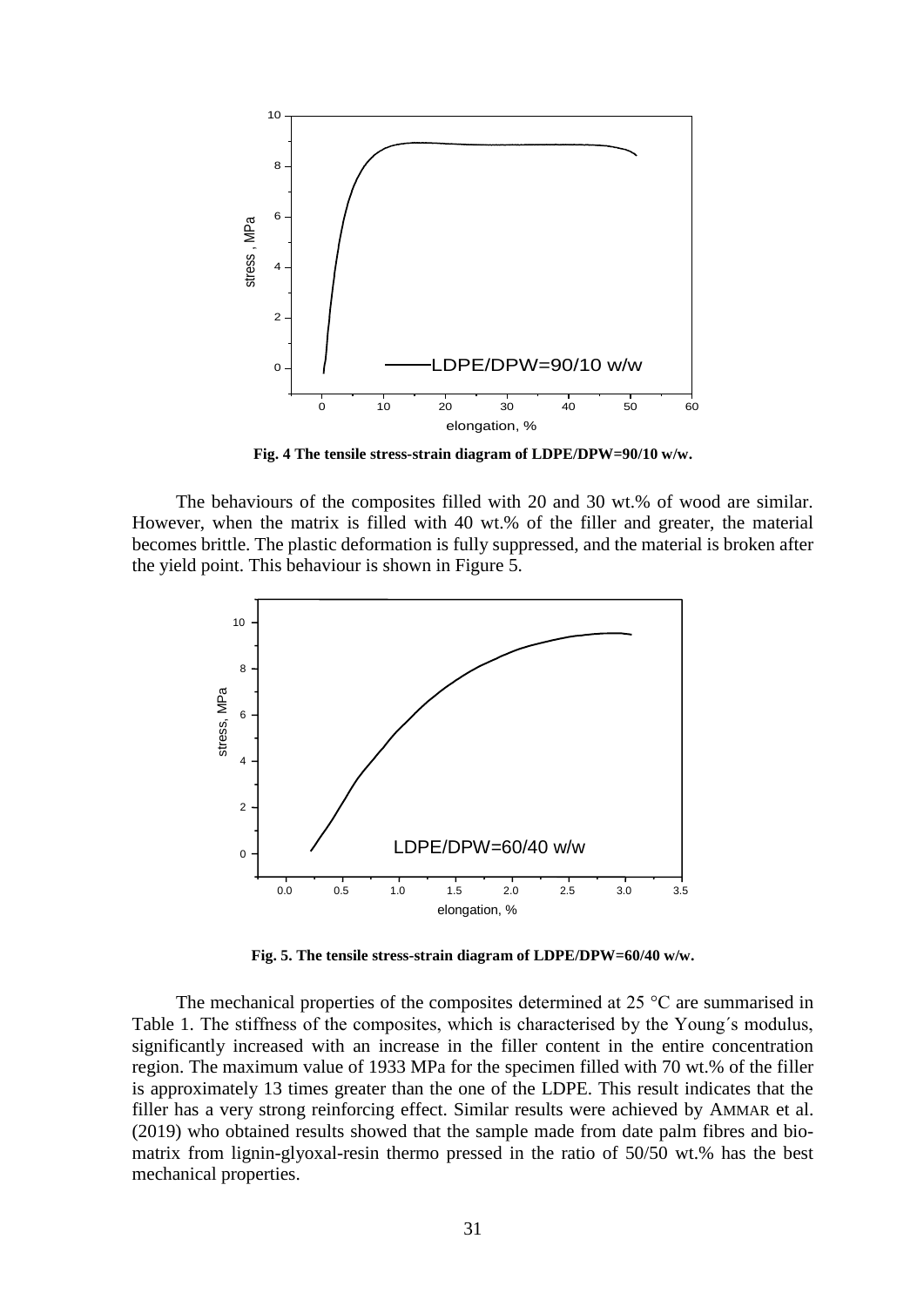**Fig. 4 The tensile stress-strain diagram of LDPE/DPW=90/10 w/w.**

The behaviours of the composites filled with 20 and 30 wt.% of wood are similar. However, when the matrix is filled with 40 wt.% of the filler and greater, the material becomes brittle. The plastic deformation is fully suppressed, and the material is broken after the yield point. This behaviour is shown in Figure 5.

**Fig. 5. The tensile stress-strain diagram of LDPE/DPW=60/40 w/w.**

The mechanical properties of the composites determined at 25 °C are summarised in Table 1. The stiffness of the composites, which is characterised by the Young´s modulus, significantly increased with an increase in the filler content in the entire concentration region. The maximum value of 1933 MPa for the specimen filled with 70 wt.% of the filler is approximately 13 times greater than the one of the LDPE. This result indicates that the filler has a very strong reinforcing effect. Similar results were achieved by AMMAR et al. (2019) who obtained results showed that the sample made from date palm fibres and bio-matrix from lignin-glyoxal-resin thermo pressed in the ratio of 50/50 wt.% has the best mechanical properties.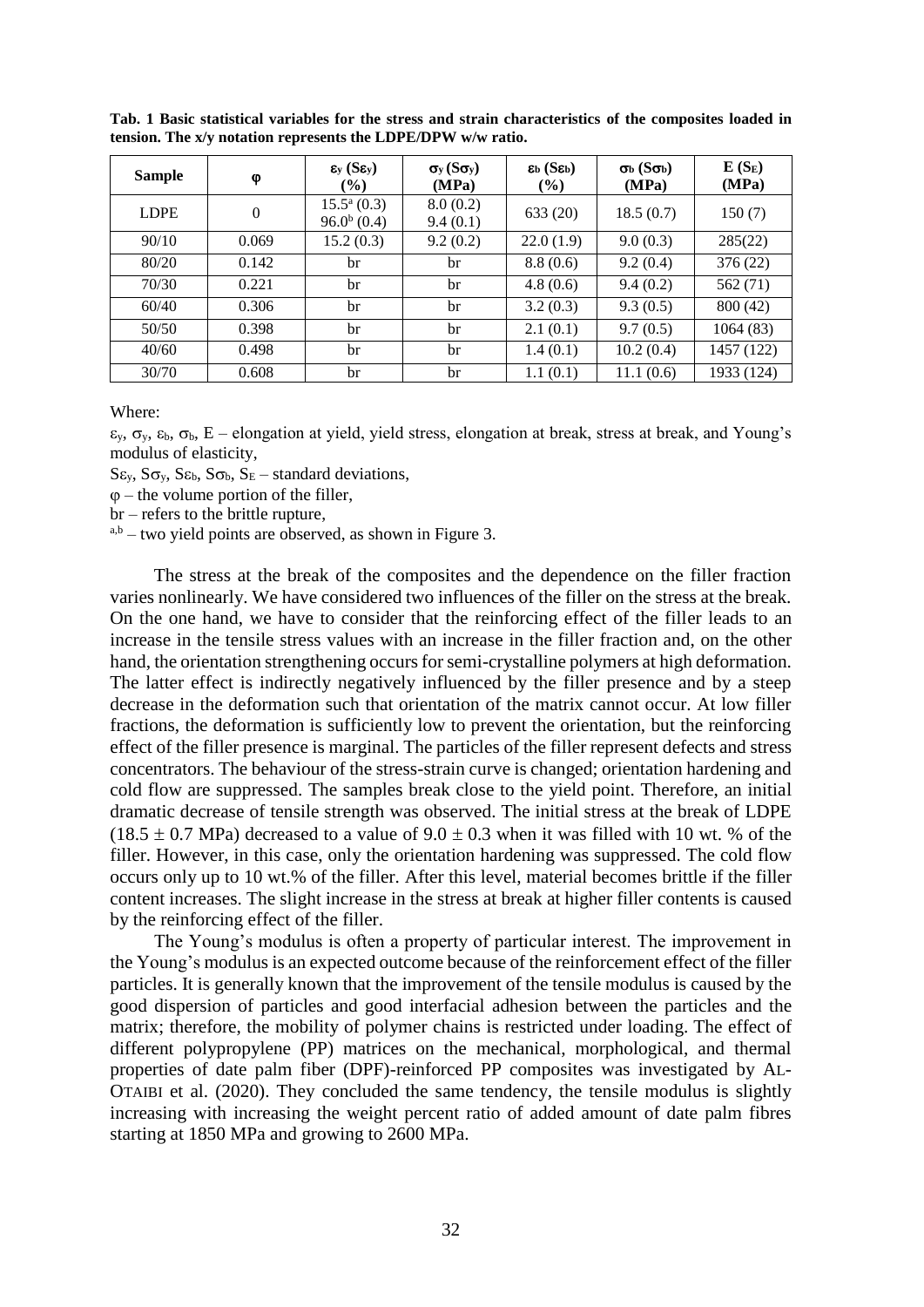**Tab. 1 Basic statistical variables for the stress and strain characteristics of the composites loaded in tension. The x/y notation represents the LDPE/DPW w/w ratio.**

| Sample | $\varphi$ | $\varepsilon_y$ ($S\varepsilon_y$) (%) | $\sigma_y$ ($S\sigma_y$) (MPa) | $\varepsilon_b$ ($S\varepsilon_b$) (%) | $\sigma_b$ ($S\sigma_b$) (MPa) | E ($S_E$) (MPa) |
|---|---|---|---|---|---|---|
| LDPE | 0 | $15.5^a$ (0.3) $96.0^b$ (0.4) | 8.0 (0.2) 9.4 (0.1) | 633 (20) | 18.5 (0.7) | 150 (7) |
| 90/10 | 0.069 | 15.2 (0.3) | 9.2 (0.2) | 22.0 (1.9) | 9.0 (0.3) | 285(22) |
| 80/20 | 0.142 | br | br | 8.8 (0.6) | 9.2 (0.4) | 376 (22) |
| 70/30 | 0.221 | br | br | 4.8 (0.6) | 9.4 (0.2) | 562 (71) |
| 60/40 | 0.306 | br | br | 3.2 (0.3) | 9.3 (0.5) | 800 (42) |
| 50/50 | 0.398 | br | br | 2.1 (0.1) | 9.7 (0.5) | 1064 (83) |
| 40/60 | 0.498 | br | br | 1.4 (0.1) | 10.2 (0.4) | 1457 (122) |
| 30/70 | 0.608 | br | br | 1.1 (0.1) | 11.1 (0.6) | 1933 (124) |

Where:

$\varepsilon_y$, $\sigma_y$, $\varepsilon_b$, $\sigma_b$, E – elongation at yield, yield stress, elongation at break, stress at break, and Young's modulus of elasticity,

$S\varepsilon_y$, $S\sigma_y$, $S\varepsilon_b$, $S\sigma_b$, $S_E$ – standard deviations,

$\varphi$ – the volume portion of the filler,

br – refers to the brittle rupture,

[a,b] – two yield points are observed, as shown in Figure 3.

The stress at the break of the composites and the dependence on the filler fraction varies nonlinearly. We have considered two influences of the filler on the stress at the break. On the one hand, we have to consider that the reinforcing effect of the filler leads to an increase in the tensile stress values with an increase in the filler fraction and, on the other hand, the orientation strengthening occurs for semi-crystalline polymers at high deformation. The latter effect is indirectly negatively influenced by the filler presence and by a steep decrease in the deformation such that orientation of the matrix cannot occur. At low filler fractions, the deformation is sufficiently low to prevent the orientation, but the reinforcing effect of the filler presence is marginal. The particles of the filler represent defects and stress concentrators. The behaviour of the stress-strain curve is changed; orientation hardening and cold flow are suppressed. The samples break close to the yield point. Therefore, an initial dramatic decrease of tensile strength was observed. The initial stress at the break of LDPE ($18.5 \pm 0.7$ MPa) decreased to a value of $9.0 \pm 0.3$ when it was filled with 10 wt. % of the filler. However, in this case, only the orientation hardening was suppressed. The cold flow occurs only up to 10 wt.% of the filler. After this level, material becomes brittle if the filler content increases. The slight increase in the stress at break at higher filler contents is caused by the reinforcing effect of the filler.

The Young's modulus is often a property of particular interest. The improvement in the Young's modulus is an expected outcome because of the reinforcement effect of the filler particles. It is generally known that the improvement of the tensile modulus is caused by the good dispersion of particles and good interfacial adhesion between the particles and the matrix; therefore, the mobility of polymer chains is restricted under loading. The effect of different polypropylene (PP) matrices on the mechanical, morphological, and thermal properties of date palm fiber (DPF)-reinforced PP composites was investigated by AL-OTAIBI et al. (2020). They concluded the same tendency, the tensile modulus is slightly increasing with increasing the weight percent ratio of added amount of date palm fibres starting at 1850 MPa and growing to 2600 MPa.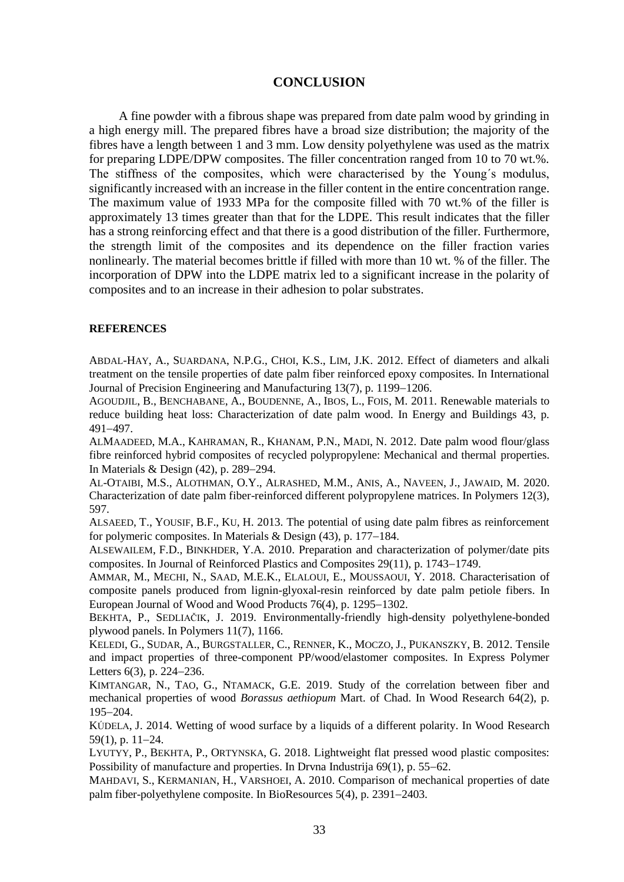## CONCLUSION

A fine powder with a fibrous shape was prepared from date palm wood by grinding in a high energy mill. The prepared fibres have a broad size distribution; the majority of the fibres have a length between 1 and 3 mm. Low density polyethylene was used as the matrix for preparing LDPE/DPW composites. The filler concentration ranged from 10 to 70 wt.%. The stiffness of the composites, which were characterised by the Young´s modulus, significantly increased with an increase in the filler content in the entire concentration range. The maximum value of 1933 MPa for the composite filled with 70 wt.% of the filler is approximately 13 times greater than that for the LDPE. This result indicates that the filler has a strong reinforcing effect and that there is a good distribution of the filler. Furthermore, the strength limit of the composites and its dependence on the filler fraction varies nonlinearly. The material becomes brittle if filled with more than 10 wt. % of the filler. The incorporation of DPW into the LDPE matrix led to a significant increase in the polarity of composites and to an increase in their adhesion to polar substrates.

### REFERENCES

ABDAL-HAY, A., SUARDANA, N.P.G., CHOI, K.S., LIM, J.K. 2012. Effect of diameters and alkali treatment on the tensile properties of date palm fiber reinforced epoxy composites. In International Journal of Precision Engineering and Manufacturing 13(7), p. 1199−1206.

AGOUDJIL, B., BENCHABANE, A., BOUDENNE, A., IBOS, L., FOIS, M. 2011. Renewable materials to reduce building heat loss: Characterization of date palm wood. In Energy and Buildings 43, p. 491−497.

ALMAADEED, M.A., KAHRAMAN, R., KHANAM, P.N., MADI, N. 2012. Date palm wood flour/glass fibre reinforced hybrid composites of recycled polypropylene: Mechanical and thermal properties. In Materials & Design (42), p. 289−294.

AL-OTAIBI, M.S., ALOTHMAN, O.Y., ALRASHED, M.M., ANIS, A., NAVEEN, J., JAWAID, M. 2020. Characterization of date palm fiber-reinforced different polypropylene matrices. In Polymers 12(3), 597.

ALSAEED, T., YOUSIF, B.F., KU, H. 2013. The potential of using date palm fibres as reinforcement for polymeric composites. In Materials & Design (43), p. 177−184.

ALSEWAILEM, F.D., BINKHDER, Y.A. 2010. Preparation and characterization of polymer/date pits composites. In Journal of Reinforced Plastics and Composites 29(11), p. 1743−1749.

AMMAR, M., MECHI, N., SAAD, M.E.K., ELALOUI, E., MOUSSAOUI, Y. 2018. Characterisation of composite panels produced from lignin-glyoxal-resin reinforced by date palm petiole fibers. In European Journal of Wood and Wood Products 76(4), p. 1295−1302.

BEKHTA, P., SEDLIAČIK, J. 2019. Environmentally-friendly high-density polyethylene-bonded plywood panels. In Polymers 11(7), 1166.

KELEDI, G., SUDAR, A., BURGSTALLER, C., RENNER, K., MOCZO, J., PUKANSZKY, B. 2012. Tensile and impact properties of three-component PP/wood/elastomer composites. In Express Polymer Letters 6(3), p. 224−236.

KIMTANGAR, N., TAO, G., NTAMACK, G.E. 2019. Study of the correlation between fiber and mechanical properties of wood *Borassus aethiopum* Mart. of Chad. In Wood Research 64(2), p. 195−204.

KÚDELA, J. 2014. Wetting of wood surface by a liquids of a different polarity. In Wood Research 59(1), p. 11−24.

LYUTYY, P., BEKHTA, P., ORTYNSKA, G. 2018. Lightweight flat pressed wood plastic composites: Possibility of manufacture and properties. In Drvna Industrija 69(1), p. 55−62.

MAHDAVI, S., KERMANIAN, H., VARSHOEI, A. 2010. Comparison of mechanical properties of date palm fiber-polyethylene composite. In BioResources 5(4), p. 2391−2403.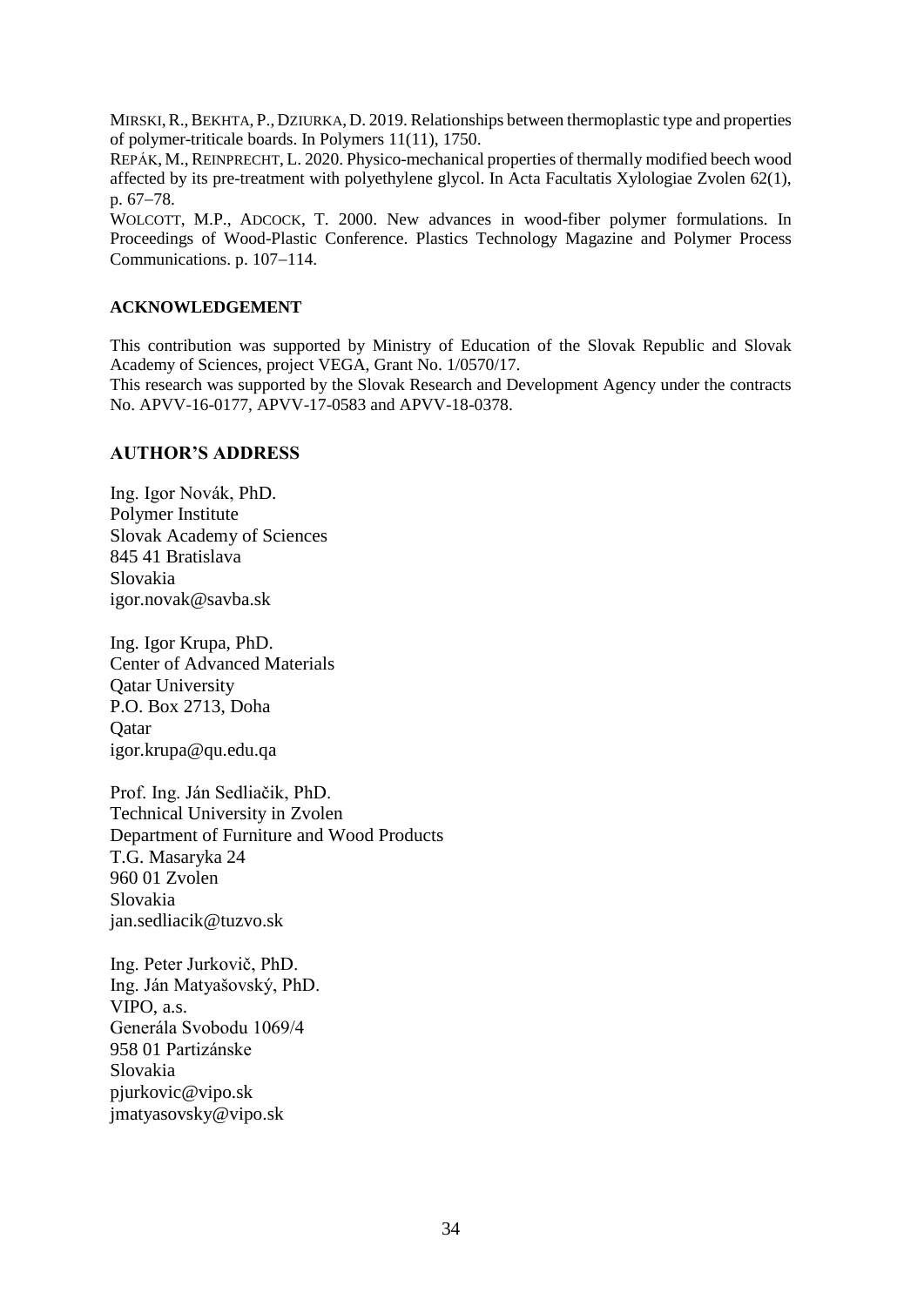MIRSKI, R., BEKHTA, P., DZIURKA, D. 2019. Relationships between thermoplastic type and properties of polymer-triticale boards. In Polymers 11(11), 1750.

REPÁK, M., REINPRECHT, L. 2020. Physico-mechanical properties of thermally modified beech wood affected by its pre-treatment with polyethylene glycol. In Acta Facultatis Xylologiae Zvolen 62(1), p. 67–78.

WOLCOTT, M.P., ADCOCK, T. 2000. New advances in wood-fiber polymer formulations. In Proceedings of Wood-Plastic Conference. Plastics Technology Magazine and Polymer Process Communications. p. 107–114.

**ACKNOWLEDGEMENT**

This contribution was supported by Ministry of Education of the Slovak Republic and Slovak Academy of Sciences, project VEGA, Grant No. 1/0570/17.
This research was supported by the Slovak Research and Development Agency under the contracts No. APVV-16-0177, APVV-17-0583 and APVV-18-0378.

## AUTHOR'S ADDRESS

Ing. Igor Novák, PhD.
Polymer Institute
Slovak Academy of Sciences
845 41 Bratislava
Slovakia
igor.novak@savba.sk

Ing. Igor Krupa, PhD.
Center of Advanced Materials
Qatar University
P.O. Box 2713, Doha
Qatar
igor.krupa@qu.edu.qa

Prof. Ing. Ján Sedliačik, PhD.
Technical University in Zvolen
Department of Furniture and Wood Products
T.G. Masaryka 24
960 01 Zvolen
Slovakia
jan.sedliacik@tuzvo.sk

Ing. Peter Jurkovič, PhD.
Ing. Ján Matyašovský, PhD.
VIPO, a.s.
Generála Svobodu 1069/4
958 01 Partizánske
Slovakia
pjurkovic@vipo.sk
jmatyasovsky@vipo.sk